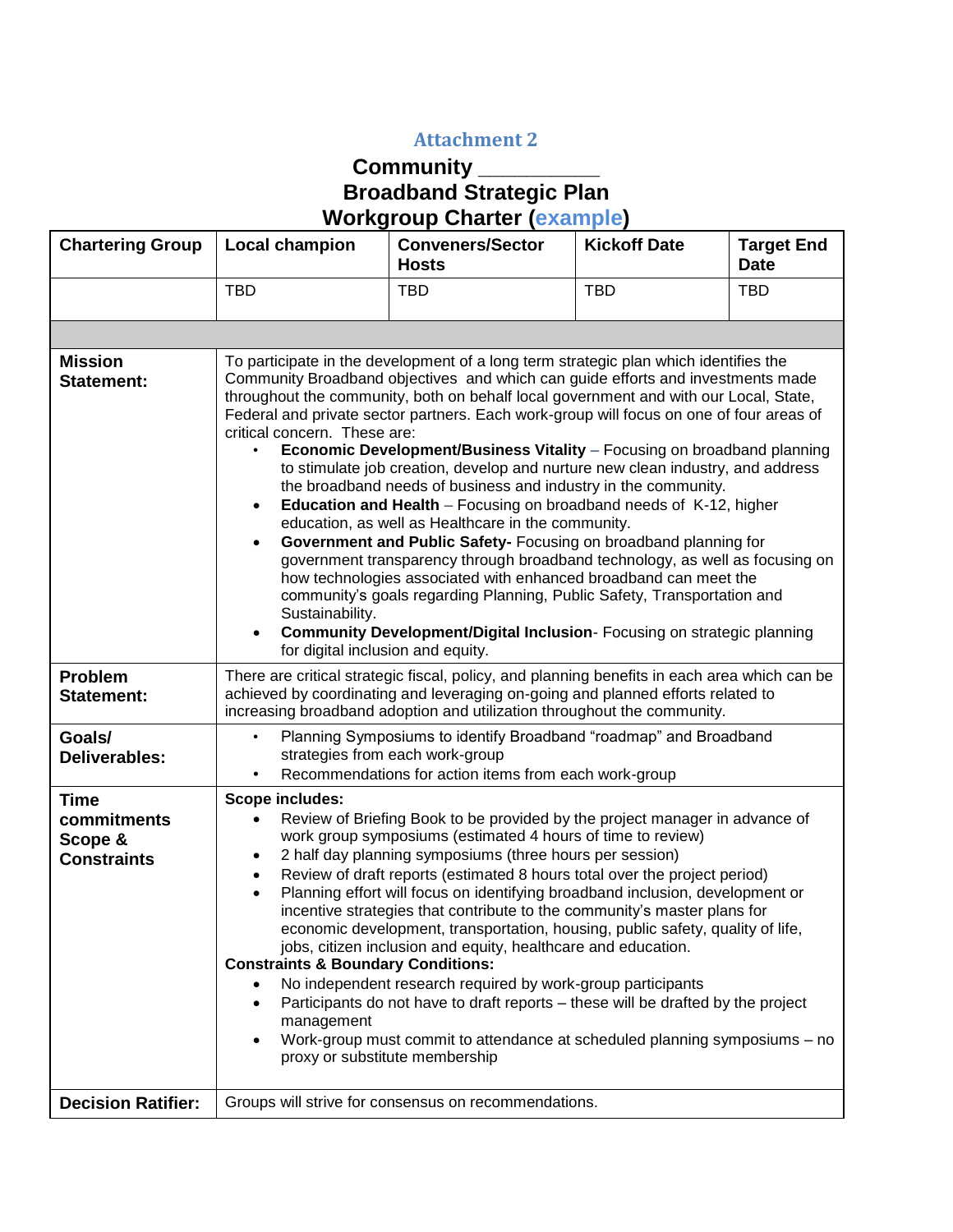Attachment 2

# Community ___________
# Broadband Strategic Plan
# Workgroup Charter (example)

| **Chartering Group** | **Local champion** | **Conveners/Sector Hosts** | **Kickoff Date** | **Target End Date** |
|---|---|---|---|---|
| | TBD | TBD | TBD | TBD |

| | |
|---|---|
| **Mission Statement:** | To participate in the development of a long term strategic plan which identifies the Community Broadband objectives and which can guide efforts and investments made throughout the community, both on behalf local government and with our Local, State, Federal and private sector partners. Each work-group will focus on one of four areas of critical concern. These are:<br>• **Economic Development/Business Vitality** – Focusing on broadband planning to stimulate job creation, develop and nurture new clean industry, and address the broadband needs of business and industry in the community.<br>• **Education and Health** – Focusing on broadband needs of K-12, higher education, as well as Healthcare in the community.<br>• **Government and Public Safety-** Focusing on broadband planning for government transparency through broadband technology, as well as focusing on how technologies associated with enhanced broadband can meet the community's goals regarding Planning, Public Safety, Transportation and Sustainability.<br>• **Community Development/Digital Inclusion**- Focusing on strategic planning for digital inclusion and equity. |
| **Problem Statement:** | There are critical strategic fiscal, policy, and planning benefits in each area which can be achieved by coordinating and leveraging on-going and planned efforts related to increasing broadband adoption and utilization throughout the community. |
| **Goals/ Deliverables:** | • Planning Symposiums to identify Broadband "roadmap" and Broadband strategies from each work-group<br>• Recommendations for action items from each work-group |
| **Time commitments Scope & Constraints** | **Scope includes:**<br>• Review of Briefing Book to be provided by the project manager in advance of work group symposiums (estimated 4 hours of time to review)<br>• 2 half day planning symposiums (three hours per session)<br>• Review of draft reports (estimated 8 hours total over the project period)<br>• Planning effort will focus on identifying broadband inclusion, development or incentive strategies that contribute to the community's master plans for economic development, transportation, housing, public safety, quality of life, jobs, citizen inclusion and equity, healthcare and education.<br>**Constraints & Boundary Conditions:**<br>• No independent research required by work-group participants<br>• Participants do not have to draft reports – these will be drafted by the project management<br>• Work-group must commit to attendance at scheduled planning symposiums – no proxy or substitute membership |
| **Decision Ratifier:** | Groups will strive for consensus on recommendations. |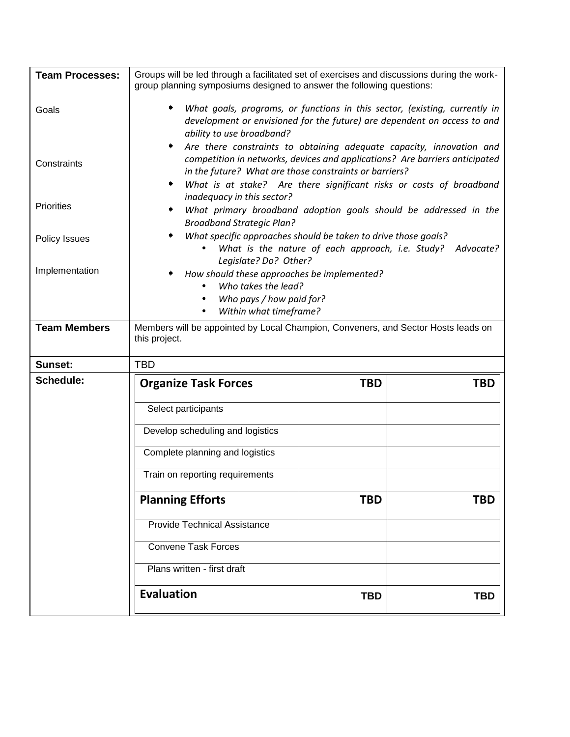| | |
|---|---|
| **Team Processes:**<br><br>Goals<br><br>Constraints<br><br>Priorities<br><br>Policy Issues<br><br>Implementation | Groups will be led through a facilitated set of exercises and discussions during the work-group planning symposiums designed to answer the following questions:<br><br>• *What goals, programs, or functions in this sector, (existing, currently in development or envisioned for the future) are dependent on access to and ability to use broadband?*<br>• *Are there constraints to obtaining adequate capacity, innovation and competition in networks, devices and applications? Are barriers anticipated in the future? What are those constraints or barriers?*<br>• *What is at stake? Are there significant risks or costs of broadband inadequacy in this sector?*<br>• *What primary broadband adoption goals should be addressed in the Broadband Strategic Plan?*<br>• *What specific approaches should be taken to drive those goals?*<br>&nbsp;&nbsp;&nbsp;&nbsp;• *What is the nature of each approach, i.e. Study? Advocate? Legislate? Do? Other?*<br>• *How should these approaches be implemented?*<br>&nbsp;&nbsp;&nbsp;&nbsp;• *Who takes the lead?*<br>&nbsp;&nbsp;&nbsp;&nbsp;• *Who pays / how paid for?*<br>&nbsp;&nbsp;&nbsp;&nbsp;• *Within what timeframe?* |
| **Team Members** | Members will be appointed by Local Champion, Conveners, and Sector Hosts leads on this project. |
| **Sunset:** | TBD |
| **Schedule:** | |

| | | |
|---|---|---|
| **Organize Task Forces** | **TBD** | **TBD** |
| Select participants | | |
| Develop scheduling and logistics | | |
| Complete planning and logistics | | |
| Train on reporting requirements | | |
| **Planning Efforts** | **TBD** | **TBD** |
| Provide Technical Assistance | | |
| Convene Task Forces | | |
| Plans written - first draft | | |
| **Evaluation** | **TBD** | **TBD** |